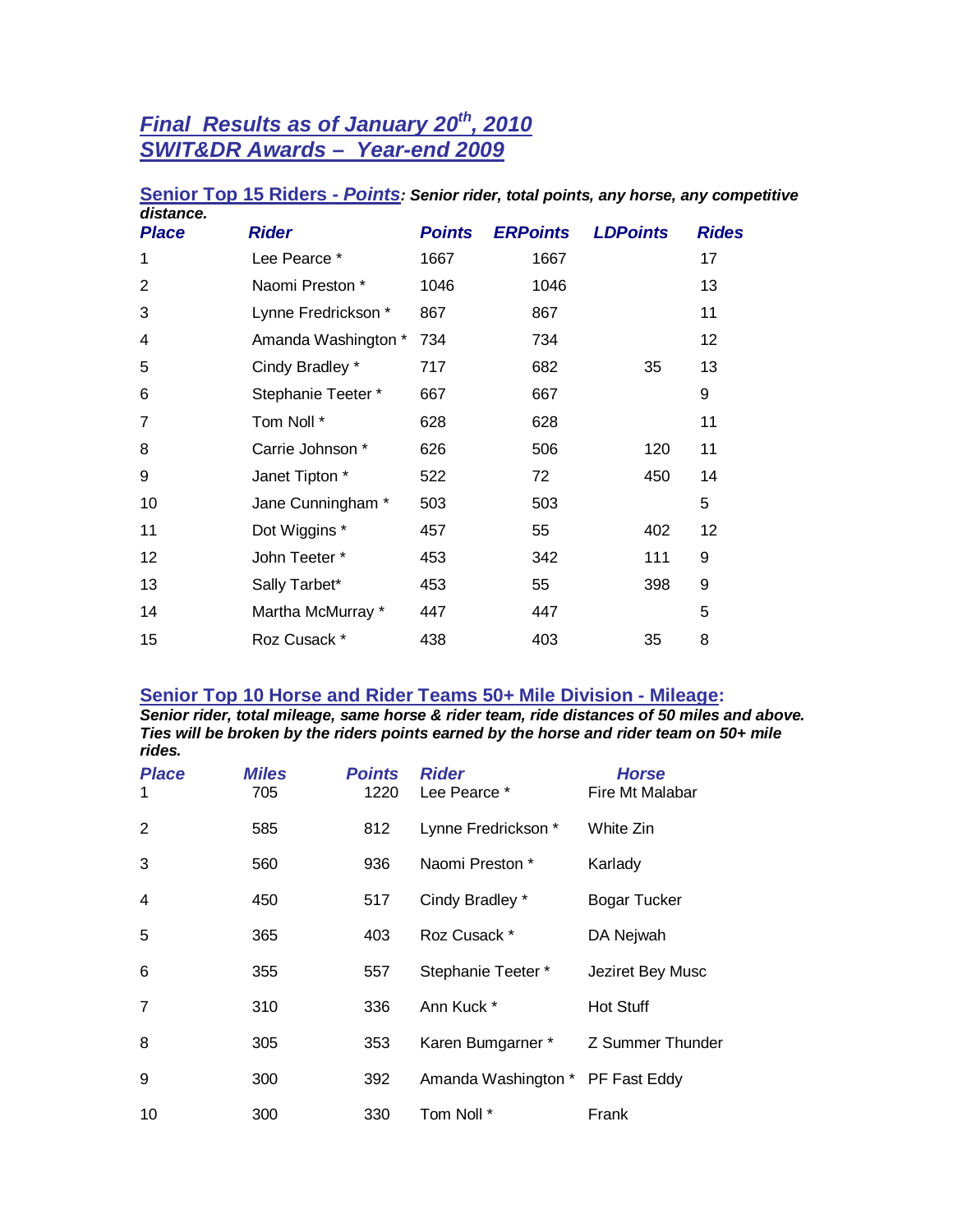# *Final Results as of January 20th, 2010*
# *SWIT&DR Awards – Year-end 2009*

## Senior Top 15 Riders - *Points*: ***Senior rider, total points, any horse, any competitive distance.***

| Place | Rider | Points | ERPoints | LDPoints | Rides |
|---|---|---|---|---|---|
| 1 | Lee Pearce * | 1667 | 1667 | | 17 |
| 2 | Naomi Preston * | 1046 | 1046 | | 13 |
| 3 | Lynne Fredrickson * | 867 | 867 | | 11 |
| 4 | Amanda Washington * | 734 | 734 | | 12 |
| 5 | Cindy Bradley * | 717 | 682 | 35 | 13 |
| 6 | Stephanie Teeter * | 667 | 667 | | 9 |
| 7 | Tom Noll * | 628 | 628 | | 11 |
| 8 | Carrie Johnson * | 626 | 506 | 120 | 11 |
| 9 | Janet Tipton * | 522 | 72 | 450 | 14 |
| 10 | Jane Cunningham * | 503 | 503 | | 5 |
| 11 | Dot Wiggins * | 457 | 55 | 402 | 12 |
| 12 | John Teeter * | 453 | 342 | 111 | 9 |
| 13 | Sally Tarbet* | 453 | 55 | 398 | 9 |
| 14 | Martha McMurray * | 447 | 447 | | 5 |
| 15 | Roz Cusack * | 438 | 403 | 35 | 8 |

## Senior Top 10 Horse and Rider Teams 50+ Mile Division - Mileage:

***Senior rider, total mileage, same horse & rider team, ride distances of 50 miles and above. Ties will be broken by the riders points earned by the horse and rider team on 50+ mile rides.***

| Place | Miles | Points | Rider | Horse |
|---|---|---|---|---|
| 1 | 705 | 1220 | Lee Pearce * | Fire Mt Malabar |
| 2 | 585 | 812 | Lynne Fredrickson * | White Zin |
| 3 | 560 | 936 | Naomi Preston * | Karlady |
| 4 | 450 | 517 | Cindy Bradley * | Bogar Tucker |
| 5 | 365 | 403 | Roz Cusack * | DA Nejwah |
| 6 | 355 | 557 | Stephanie Teeter * | Jeziret Bey Musc |
| 7 | 310 | 336 | Ann Kuck * | Hot Stuff |
| 8 | 305 | 353 | Karen Bumgarner * | Z Summer Thunder |
| 9 | 300 | 392 | Amanda Washington * | PF Fast Eddy |
| 10 | 300 | 330 | Tom Noll * | Frank |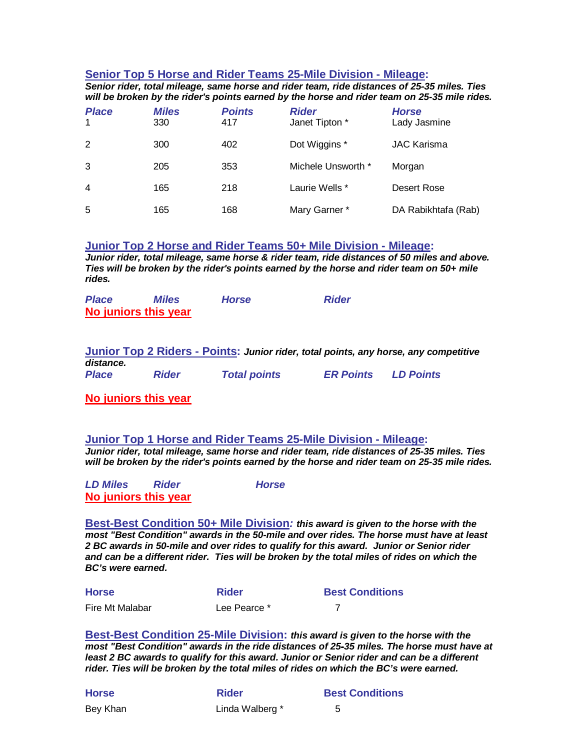## Senior Top 5 Horse and Rider Teams 25-Mile Division - Mileage:

***Senior rider, total mileage, same horse and rider team, ride distances of 25-35 miles. Ties will be broken by the rider's points earned by the horse and rider team on 25-35 mile rides.***

| *Place* | *Miles* | *Points* | *Rider* | *Horse* |
|---|---|---|---|---|
| 1 | 330 | 417 | Janet Tipton * | Lady Jasmine |
| 2 | 300 | 402 | Dot Wiggins * | JAC Karisma |
| 3 | 205 | 353 | Michele Unsworth * | Morgan |
| 4 | 165 | 218 | Laurie Wells * | Desert Rose |
| 5 | 165 | 168 | Mary Garner * | DA Rabikhtafa (Rab) |

## Junior Top 2 Horse and Rider Teams 50+ Mile Division - Mileage:

***Junior rider, total mileage, same horse & rider team, ride distances of 50 miles and above. Ties will be broken by the rider's points earned by the horse and rider team on 50+ mile rides.***

| *Place* | *Miles* | *Horse* | *Rider* |
|---|---|---|---|

**No juniors this year**

## Junior Top 2 Riders - Points:

***Junior rider, total points, any horse, any competitive distance.***

| *Place* | *Rider* | *Total points* | *ER Points* | *LD Points* |
|---|---|---|---|---|

**No juniors this year**

## Junior Top 1 Horse and Rider Teams 25-Mile Division - Mileage:

***Junior rider, total mileage, same horse and rider team, ride distances of 25-35 miles. Ties will be broken by the rider's points earned by the horse and rider team on 25-35 mile rides.***

| *LD Miles* | *Rider* | *Horse* |
|---|---|---|

**No juniors this year**

## Best-Best Condition 50+ Mile Division:

***this award is given to the horse with the most "Best Condition" awards in the 50-mile and over rides. The horse must have at least 2 BC awards in 50-mile and over rides to qualify for this award. Junior or Senior rider and can be a different rider. Ties will be broken by the total miles of rides on which the BC's were earned.***

| Horse | Rider | Best Conditions |
|---|---|---|
| Fire Mt Malabar | Lee Pearce * | 7 |

## Best-Best Condition 25-Mile Division:

***this award is given to the horse with the most "Best Condition" awards in the ride distances of 25-35 miles. The horse must have at least 2 BC awards to qualify for this award. Junior or Senior rider and can be a different rider. Ties will be broken by the total miles of rides on which the BC's were earned.***

| Horse | Rider | Best Conditions |
|---|---|---|
| Bey Khan | Linda Walberg * | 5 |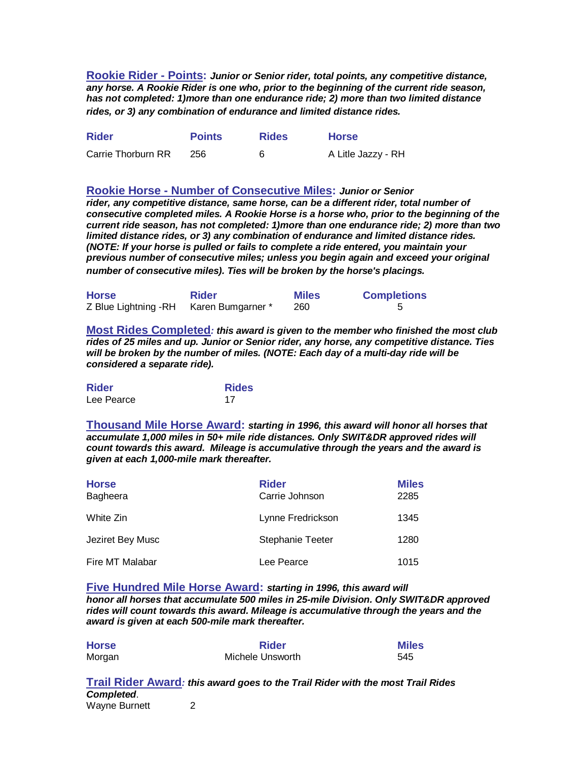**Rookie Rider - Points:** ***Junior or Senior rider, total points, any competitive distance, any horse. A Rookie Rider is one who, prior to the beginning of the current ride season, has not completed: 1)more than one endurance ride; 2) more than two limited distance rides, or 3) any combination of endurance and limited distance rides.***

| Rider | Points | Rides | Horse |
|---|---|---|---|
| Carrie Thorburn RR | 256 | 6 | A Litle Jazzy - RH |

**Rookie Horse - Number of Consecutive Miles:** ***Junior or Senior rider, any competitive distance, same horse, can be a different rider, total number of consecutive completed miles. A Rookie Horse is a horse who, prior to the beginning of the current ride season, has not completed: 1)more than one endurance ride; 2) more than two limited distance rides, or 3) any combination of endurance and limited distance rides. (NOTE: If your horse is pulled or fails to complete a ride entered, you maintain your previous number of consecutive miles; unless you begin again and exceed your original number of consecutive miles). Ties will be broken by the horse's placings.***

| Horse | Rider | Miles | Completions |
|---|---|---|---|
| Z Blue Lightning -RH | Karen Bumgarner * | 260 | 5 |

**Most Rides Completed***: this award is given to the member who finished the most club rides of 25 miles and up. Junior or Senior rider, any horse, any competitive distance. Ties will be broken by the number of miles. (NOTE: Each day of a multi-day ride will be considered a separate ride).*

| Rider | Rides |
|---|---|
| Lee Pearce | 17 |

**Thousand Mile Horse Award:** ***starting in 1996, this award will honor all horses that accumulate 1,000 miles in 50+ mile ride distances. Only SWIT&DR approved rides will count towards this award. Mileage is accumulative through the years and the award is given at each 1,000-mile mark thereafter.***

| Horse | Rider | Miles |
|---|---|---|
| Bagheera | Carrie Johnson | 2285 |
| White Zin | Lynne Fredrickson | 1345 |
| Jeziret Bey Musc | Stephanie Teeter | 1280 |
| Fire MT Malabar | Lee Pearce | 1015 |

**Five Hundred Mile Horse Award:** ***starting in 1996, this award will honor all horses that accumulate 500 miles in 25-mile Division. Only SWIT&DR approved rides will count towards this award. Mileage is accumulative through the years and the award is given at each 500-mile mark thereafter.***

| Horse | Rider | Miles |
|---|---|---|
| Morgan | Michele Unsworth | 545 |

**Trail Rider Award***: this award goes to the Trail Rider with the most Trail Rides Completed*.

| | |
|---|---|
| Wayne Burnett | 2 |